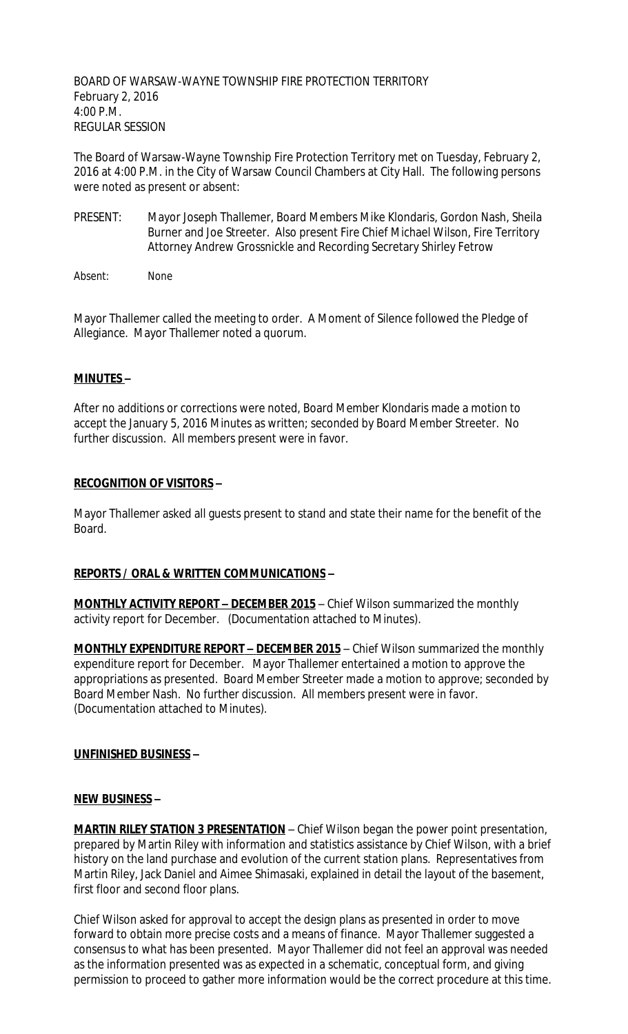BOARD OF WARSAW-WAYNE TOWNSHIP FIRE PROTECTION TERRITORY
February 2, 2016
4:00 P.M.
REGULAR SESSION

The Board of Warsaw-Wayne Township Fire Protection Territory met on Tuesday, February 2, 2016 at 4:00 P.M. in the City of Warsaw Council Chambers at City Hall. The following persons were noted as present or absent:

PRESENT: Mayor Joseph Thallemer, Board Members Mike Klondaris, Gordon Nash, Sheila Burner and Joe Streeter. Also present Fire Chief Michael Wilson, Fire Territory Attorney Andrew Grossnickle and Recording Secretary Shirley Fetrow

Absent: None

Mayor Thallemer called the meeting to order. A Moment of Silence followed the Pledge of Allegiance. Mayor Thallemer noted a quorum.

**MINUTES –**

After no additions or corrections were noted, Board Member Klondaris made a motion to accept the January 5, 2016 Minutes as written; seconded by Board Member Streeter. No further discussion. All members present were in favor.

**RECOGNITION OF VISITORS –**

Mayor Thallemer asked all guests present to stand and state their name for the benefit of the Board.

**REPORTS / ORAL & WRITTEN COMMUNICATIONS –**

**MONTHLY ACTIVITY REPORT – DECEMBER 2015** – Chief Wilson summarized the monthly activity report for December. (Documentation attached to Minutes).

**MONTHLY EXPENDITURE REPORT – DECEMBER 2015** – Chief Wilson summarized the monthly expenditure report for December. Mayor Thallemer entertained a motion to approve the appropriations as presented. Board Member Streeter made a motion to approve; seconded by Board Member Nash. No further discussion. All members present were in favor. (Documentation attached to Minutes).

**UNFINISHED BUSINESS –**

**NEW BUSINESS –**

**MARTIN RILEY STATION 3 PRESENTATION** – Chief Wilson began the power point presentation, prepared by Martin Riley with information and statistics assistance by Chief Wilson, with a brief history on the land purchase and evolution of the current station plans. Representatives from Martin Riley, Jack Daniel and Aimee Shimasaki, explained in detail the layout of the basement, first floor and second floor plans.

Chief Wilson asked for approval to accept the design plans as presented in order to move forward to obtain more precise costs and a means of finance. Mayor Thallemer suggested a consensus to what has been presented. Mayor Thallemer did not feel an approval was needed as the information presented was as expected in a schematic, conceptual form, and giving permission to proceed to gather more information would be the correct procedure at this time.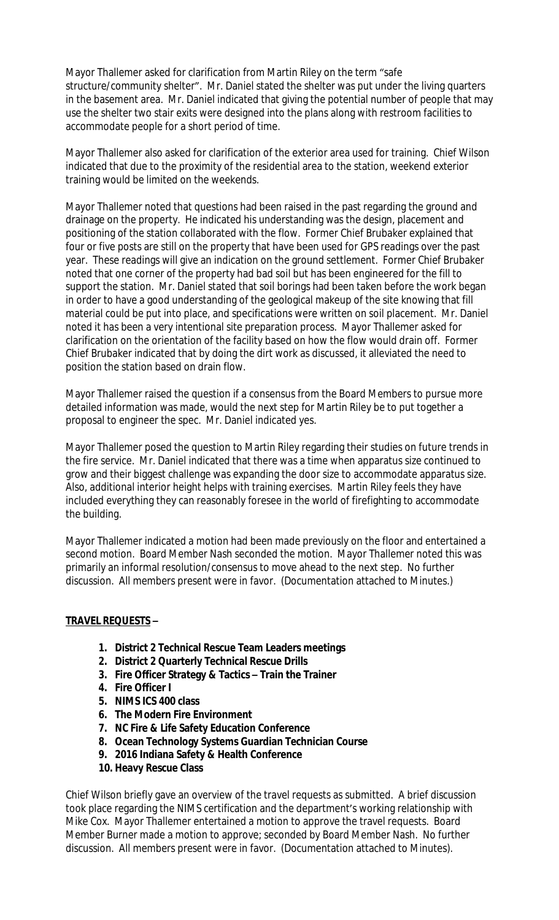Mayor Thallemer asked for clarification from Martin Riley on the term "safe structure/community shelter". Mr. Daniel stated the shelter was put under the living quarters in the basement area. Mr. Daniel indicated that giving the potential number of people that may use the shelter two stair exits were designed into the plans along with restroom facilities to accommodate people for a short period of time.

Mayor Thallemer also asked for clarification of the exterior area used for training. Chief Wilson indicated that due to the proximity of the residential area to the station, weekend exterior training would be limited on the weekends.

Mayor Thallemer noted that questions had been raised in the past regarding the ground and drainage on the property. He indicated his understanding was the design, placement and positioning of the station collaborated with the flow. Former Chief Brubaker explained that four or five posts are still on the property that have been used for GPS readings over the past year. These readings will give an indication on the ground settlement. Former Chief Brubaker noted that one corner of the property had bad soil but has been engineered for the fill to support the station. Mr. Daniel stated that soil borings had been taken before the work began in order to have a good understanding of the geological makeup of the site knowing that fill material could be put into place, and specifications were written on soil placement. Mr. Daniel noted it has been a very intentional site preparation process. Mayor Thallemer asked for clarification on the orientation of the facility based on how the flow would drain off. Former Chief Brubaker indicated that by doing the dirt work as discussed, it alleviated the need to position the station based on drain flow.

Mayor Thallemer raised the question if a consensus from the Board Members to pursue more detailed information was made, would the next step for Martin Riley be to put together a proposal to engineer the spec. Mr. Daniel indicated yes.

Mayor Thallemer posed the question to Martin Riley regarding their studies on future trends in the fire service. Mr. Daniel indicated that there was a time when apparatus size continued to grow and their biggest challenge was expanding the door size to accommodate apparatus size. Also, additional interior height helps with training exercises. Martin Riley feels they have included everything they can reasonably foresee in the world of firefighting to accommodate the building.

Mayor Thallemer indicated a motion had been made previously on the floor and entertained a second motion. Board Member Nash seconded the motion. Mayor Thallemer noted this was primarily an informal resolution/consensus to move ahead to the next step. No further discussion. All members present were in favor. (Documentation attached to Minutes.)

**TRAVEL REQUESTS –**

1. **District 2 Technical Rescue Team Leaders meetings**
2. **District 2 Quarterly Technical Rescue Drills**
3. **Fire Officer Strategy & Tactics – Train the Trainer**
4. **Fire Officer I**
5. **NIMS ICS 400 class**
6. **The Modern Fire Environment**
7. **NC Fire & Life Safety Education Conference**
8. **Ocean Technology Systems Guardian Technician Course**
9. **2016 Indiana Safety & Health Conference**
10. **Heavy Rescue Class**

Chief Wilson briefly gave an overview of the travel requests as submitted. A brief discussion took place regarding the NIMS certification and the department's working relationship with Mike Cox. Mayor Thallemer entertained a motion to approve the travel requests. Board Member Burner made a motion to approve; seconded by Board Member Nash. No further discussion. All members present were in favor. (Documentation attached to Minutes).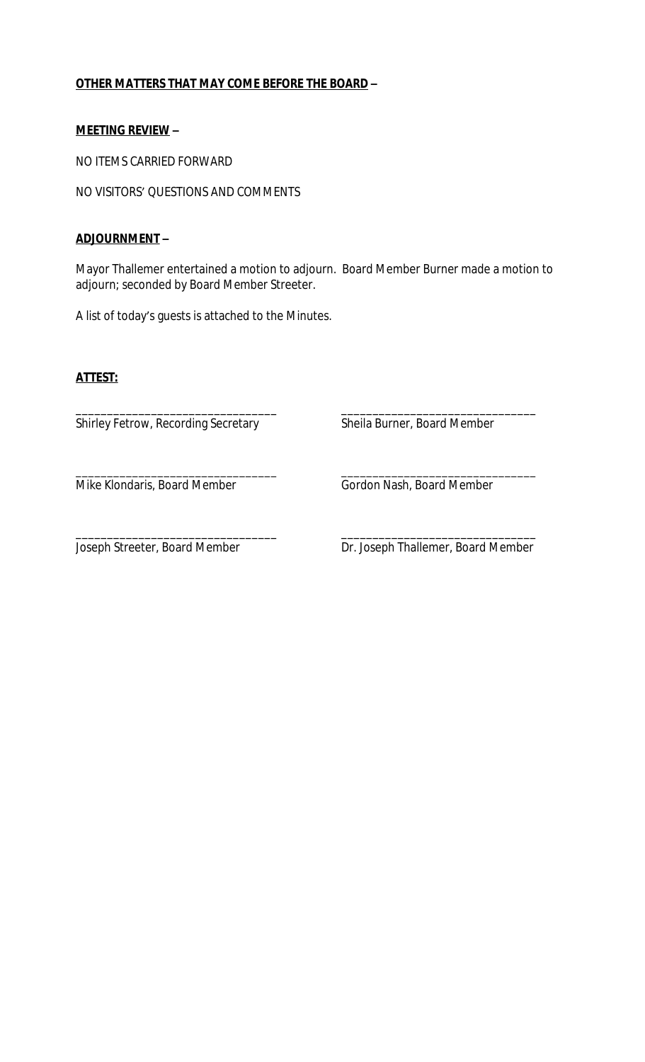**<u>OTHER MATTERS THAT MAY COME BEFORE THE BOARD</u> –**

**<u>MEETING REVIEW</u> –**

NO ITEMS CARRIED FORWARD

NO VISITORS' QUESTIONS AND COMMENTS

**<u>ADJOURNMENT</u> –**

Mayor Thallemer entertained a motion to adjourn. Board Member Burner made a motion to adjourn; seconded by Board Member Streeter.

A list of today's guests is attached to the Minutes.

**<u>ATTEST:</u>**

| | |
|---|---|
| _______________________________ | _______________________________ |
| Shirley Fetrow, Recording Secretary | Sheila Burner, Board Member |
| _______________________________ | _______________________________ |
| Mike Klondaris, Board Member | Gordon Nash, Board Member |
| _______________________________ | _______________________________ |
| Joseph Streeter, Board Member | Dr. Joseph Thallemer, Board Member |